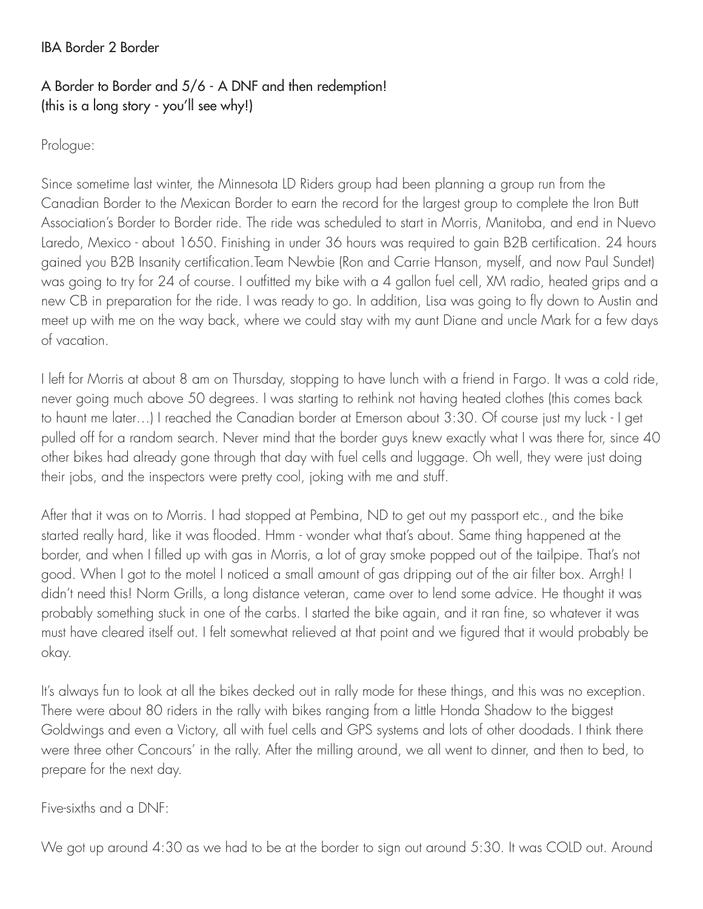# IBA Border 2 Border

## A Border to Border and 5/6 - A DNF and then redemption! (this is a long story - you'll see why!)

Prologue:

Since sometime last winter, the Minnesota LD Riders group had been planning a group run from the Canadian Border to the Mexican Border to earn the record for the largest group to complete the Iron Butt Association's Border to Border ride. The ride was scheduled to start in Morris, Manitoba, and end in Nuevo Laredo, Mexico - about 1650. Finishing in under 36 hours was required to gain B2B certification. 24 hours gained you B2B Insanity certification.Team Newbie (Ron and Carrie Hanson, myself, and now Paul Sundet) was going to try for 24 of course. I outfitted my bike with a 4 gallon fuel cell, XM radio, heated grips and a new CB in preparation for the ride. I was ready to go. In addition, Lisa was going to fly down to Austin and meet up with me on the way back, where we could stay with my aunt Diane and uncle Mark for a few days of vacation.

I left for Morris at about 8 am on Thursday, stopping to have lunch with a friend in Fargo. It was a cold ride, never going much above 50 degrees. I was starting to rethink not having heated clothes (this comes back to haunt me later…) I reached the Canadian border at Emerson about 3:30. Of course just my luck - I get pulled off for a random search. Never mind that the border guys knew exactly what I was there for, since 40 other bikes had already gone through that day with fuel cells and luggage. Oh well, they were just doing their jobs, and the inspectors were pretty cool, joking with me and stuff.

After that it was on to Morris. I had stopped at Pembina, ND to get out my passport etc., and the bike started really hard, like it was flooded. Hmm - wonder what that's about. Same thing happened at the border, and when I filled up with gas in Morris, a lot of gray smoke popped out of the tailpipe. That's not good. When I got to the motel I noticed a small amount of gas dripping out of the air filter box. Arrgh! I didn't need this! Norm Grills, a long distance veteran, came over to lend some advice. He thought it was probably something stuck in one of the carbs. I started the bike again, and it ran fine, so whatever it was must have cleared itself out. I felt somewhat relieved at that point and we figured that it would probably be okay.

It's always fun to look at all the bikes decked out in rally mode for these things, and this was no exception. There were about 80 riders in the rally with bikes ranging from a little Honda Shadow to the biggest Goldwings and even a Victory, all with fuel cells and GPS systems and lots of other doodads. I think there were three other Concours' in the rally. After the milling around, we all went to dinner, and then to bed, to prepare for the next day.

Five-sixths and a DNF:

We got up around 4:30 as we had to be at the border to sign out around 5:30. It was COLD out. Around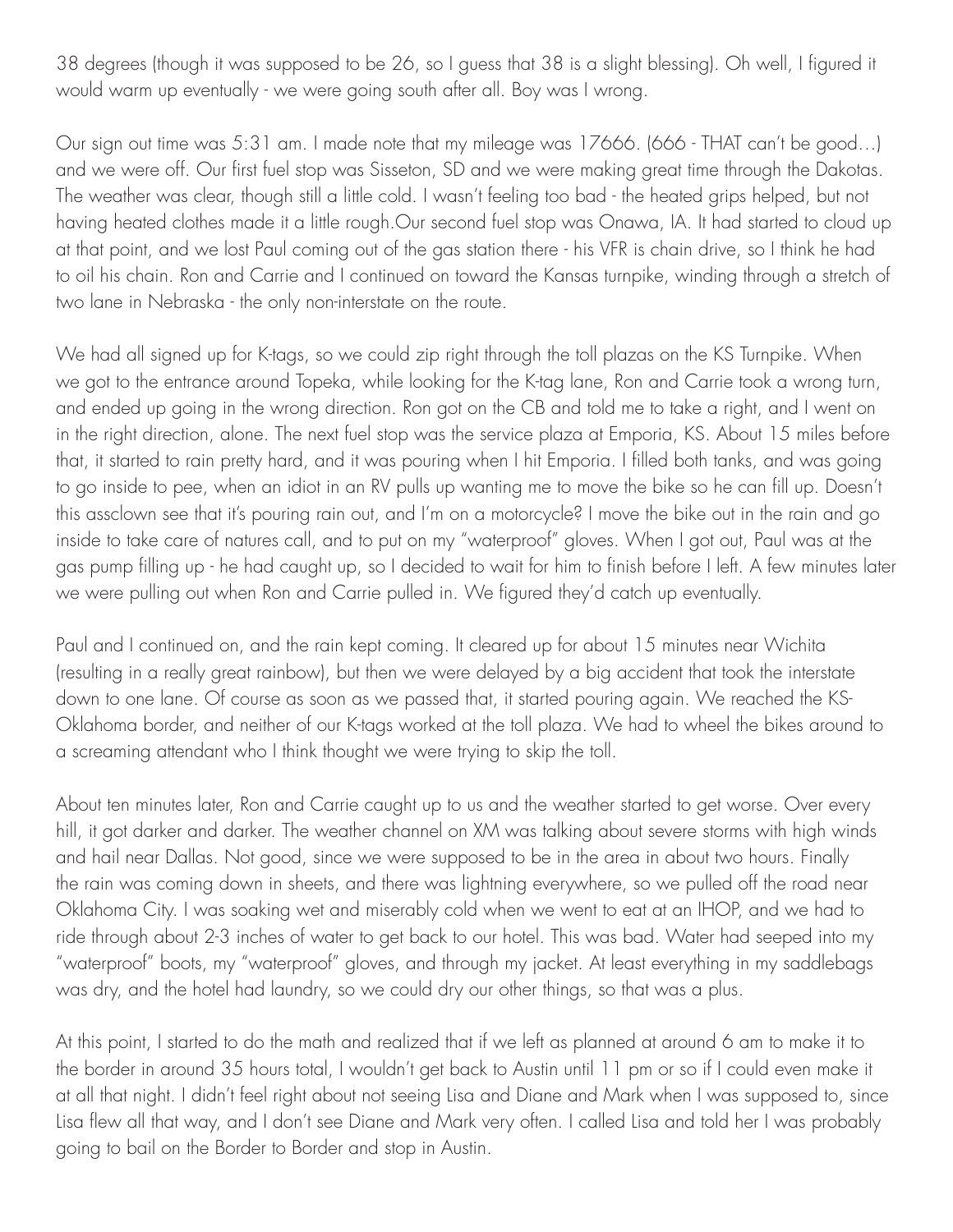38 degrees (though it was supposed to be 26, so I guess that 38 is a slight blessing). Oh well, I figured it would warm up eventually - we were going south after all. Boy was I wrong.

Our sign out time was 5:31 am. I made note that my mileage was 17666. (666 - THAT can't be good…) and we were off. Our first fuel stop was Sisseton, SD and we were making great time through the Dakotas. The weather was clear, though still a little cold. I wasn't feeling too bad - the heated grips helped, but not having heated clothes made it a little rough.Our second fuel stop was Onawa, IA. It had started to cloud up at that point, and we lost Paul coming out of the gas station there - his VFR is chain drive, so I think he had to oil his chain. Ron and Carrie and I continued on toward the Kansas turnpike, winding through a stretch of two lane in Nebraska - the only non-interstate on the route.

We had all signed up for K-tags, so we could zip right through the toll plazas on the KS Turnpike. When we got to the entrance around Topeka, while looking for the K-tag lane, Ron and Carrie took a wrong turn, and ended up going in the wrong direction. Ron got on the CB and told me to take a right, and I went on in the right direction, alone. The next fuel stop was the service plaza at Emporia, KS. About 15 miles before that, it started to rain pretty hard, and it was pouring when I hit Emporia. I filled both tanks, and was going to go inside to pee, when an idiot in an RV pulls up wanting me to move the bike so he can fill up. Doesn't this assclown see that it's pouring rain out, and I'm on a motorcycle? I move the bike out in the rain and go inside to take care of natures call, and to put on my "waterproof" gloves. When I got out, Paul was at the gas pump filling up - he had caught up, so I decided to wait for him to finish before I left. A few minutes later we were pulling out when Ron and Carrie pulled in. We figured they'd catch up eventually.

Paul and I continued on, and the rain kept coming. It cleared up for about 15 minutes near Wichita (resulting in a really great rainbow), but then we were delayed by a big accident that took the interstate down to one lane. Of course as soon as we passed that, it started pouring again. We reached the KS-Oklahoma border, and neither of our K-tags worked at the toll plaza. We had to wheel the bikes around to a screaming attendant who I think thought we were trying to skip the toll.

About ten minutes later, Ron and Carrie caught up to us and the weather started to get worse. Over every hill, it got darker and darker. The weather channel on XM was talking about severe storms with high winds and hail near Dallas. Not good, since we were supposed to be in the area in about two hours. Finally the rain was coming down in sheets, and there was lightning everywhere, so we pulled off the road near Oklahoma City. I was soaking wet and miserably cold when we went to eat at an IHOP, and we had to ride through about 2-3 inches of water to get back to our hotel. This was bad. Water had seeped into my "waterproof" boots, my "waterproof" gloves, and through my jacket. At least everything in my saddlebags was dry, and the hotel had laundry, so we could dry our other things, so that was a plus.

At this point, I started to do the math and realized that if we left as planned at around 6 am to make it to the border in around 35 hours total, I wouldn't get back to Austin until 11 pm or so if I could even make it at all that night. I didn't feel right about not seeing Lisa and Diane and Mark when I was supposed to, since Lisa flew all that way, and I don't see Diane and Mark very often. I called Lisa and told her I was probably going to bail on the Border to Border and stop in Austin.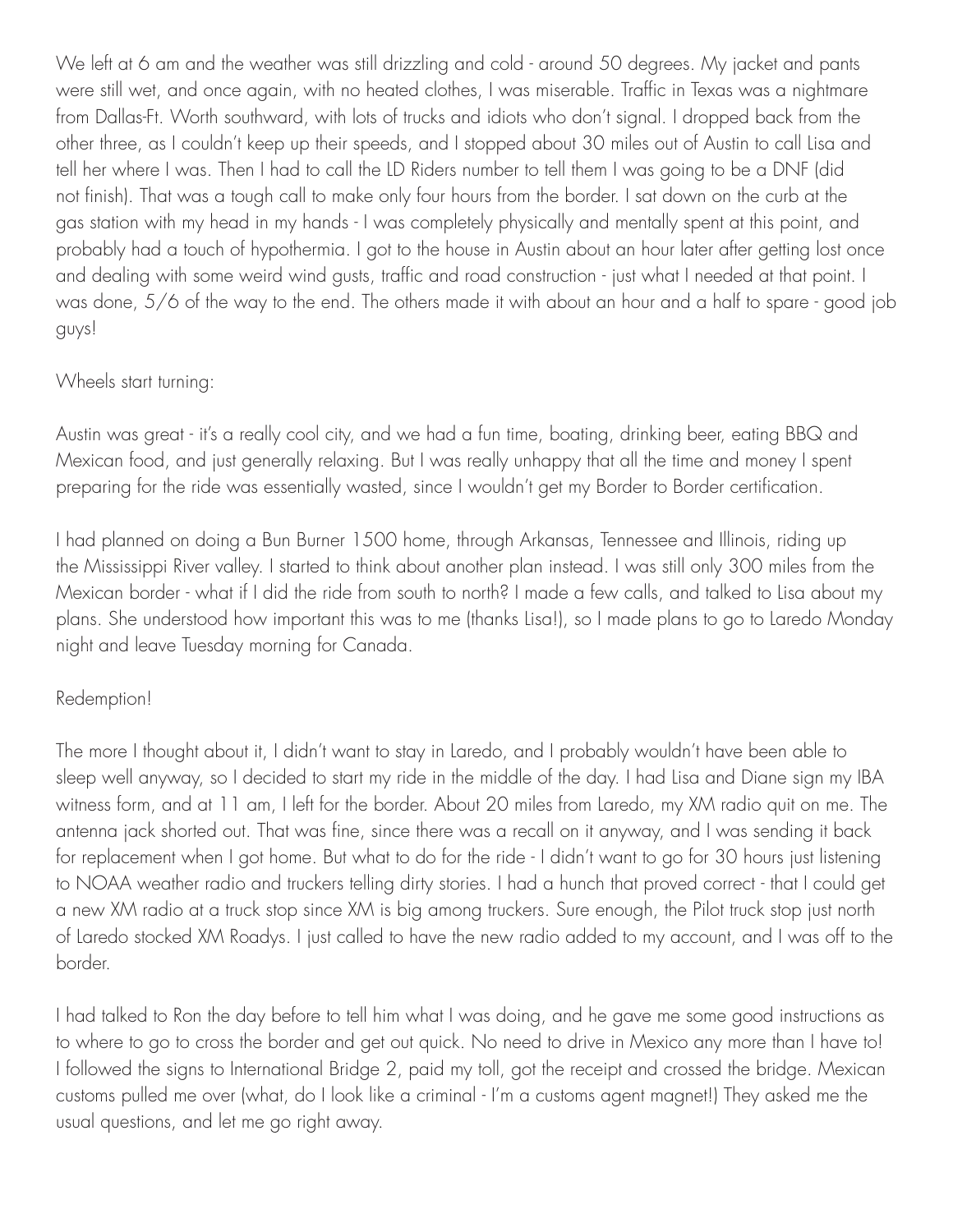We left at 6 am and the weather was still drizzling and cold - around 50 degrees. My jacket and pants were still wet, and once again, with no heated clothes, I was miserable. Traffic in Texas was a nightmare from Dallas-Ft. Worth southward, with lots of trucks and idiots who don't signal. I dropped back from the other three, as I couldn't keep up their speeds, and I stopped about 30 miles out of Austin to call Lisa and tell her where I was. Then I had to call the LD Riders number to tell them I was going to be a DNF (did not finish). That was a tough call to make only four hours from the border. I sat down on the curb at the gas station with my head in my hands - I was completely physically and mentally spent at this point, and probably had a touch of hypothermia. I got to the house in Austin about an hour later after getting lost once and dealing with some weird wind gusts, traffic and road construction - just what I needed at that point. I was done, 5/6 of the way to the end. The others made it with about an hour and a half to spare - good job guys!

Wheels start turning:

Austin was great - it's a really cool city, and we had a fun time, boating, drinking beer, eating BBQ and Mexican food, and just generally relaxing. But I was really unhappy that all the time and money I spent preparing for the ride was essentially wasted, since I wouldn't get my Border to Border certification.

I had planned on doing a Bun Burner 1500 home, through Arkansas, Tennessee and Illinois, riding up the Mississippi River valley. I started to think about another plan instead. I was still only 300 miles from the Mexican border - what if I did the ride from south to north? I made a few calls, and talked to Lisa about my plans. She understood how important this was to me (thanks Lisa!), so I made plans to go to Laredo Monday night and leave Tuesday morning for Canada.

Redemption!

The more I thought about it, I didn't want to stay in Laredo, and I probably wouldn't have been able to sleep well anyway, so I decided to start my ride in the middle of the day. I had Lisa and Diane sign my IBA witness form, and at 11 am, I left for the border. About 20 miles from Laredo, my XM radio quit on me. The antenna jack shorted out. That was fine, since there was a recall on it anyway, and I was sending it back for replacement when I got home. But what to do for the ride - I didn't want to go for 30 hours just listening to NOAA weather radio and truckers telling dirty stories. I had a hunch that proved correct - that I could get a new XM radio at a truck stop since XM is big among truckers. Sure enough, the Pilot truck stop just north of Laredo stocked XM Roadys. I just called to have the new radio added to my account, and I was off to the border.

I had talked to Ron the day before to tell him what I was doing, and he gave me some good instructions as to where to go to cross the border and get out quick. No need to drive in Mexico any more than I have to! I followed the signs to International Bridge 2, paid my toll, got the receipt and crossed the bridge. Mexican customs pulled me over (what, do I look like a criminal - I'm a customs agent magnet!) They asked me the usual questions, and let me go right away.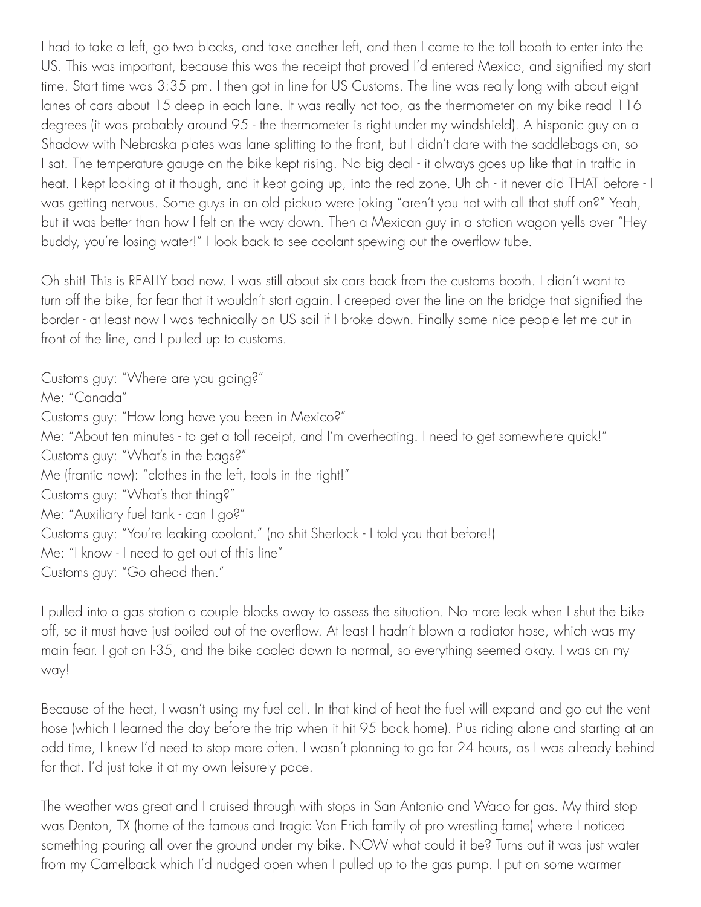I had to take a left, go two blocks, and take another left, and then I came to the toll booth to enter into the US. This was important, because this was the receipt that proved I'd entered Mexico, and signified my start time. Start time was 3:35 pm. I then got in line for US Customs. The line was really long with about eight lanes of cars about 15 deep in each lane. It was really hot too, as the thermometer on my bike read 116 degrees (it was probably around 95 - the thermometer is right under my windshield). A hispanic guy on a Shadow with Nebraska plates was lane splitting to the front, but I didn't dare with the saddlebags on, so I sat. The temperature gauge on the bike kept rising. No big deal - it always goes up like that in traffic in heat. I kept looking at it though, and it kept going up, into the red zone. Uh oh - it never did THAT before - I was getting nervous. Some guys in an old pickup were joking "aren't you hot with all that stuff on?" Yeah, but it was better than how I felt on the way down. Then a Mexican guy in a station wagon yells over "Hey buddy, you're losing water!" I look back to see coolant spewing out the overflow tube.

Oh shit! This is REALLY bad now. I was still about six cars back from the customs booth. I didn't want to turn off the bike, for fear that it wouldn't start again. I creeped over the line on the bridge that signified the border - at least now I was technically on US soil if I broke down. Finally some nice people let me cut in front of the line, and I pulled up to customs.

Customs guy: "Where are you going?"
Me: "Canada"
Customs guy: "How long have you been in Mexico?"
Me: "About ten minutes - to get a toll receipt, and I'm overheating. I need to get somewhere quick!"
Customs guy: "What's in the bags?"
Me (frantic now): "clothes in the left, tools in the right!"
Customs guy: "What's that thing?"
Me: "Auxiliary fuel tank - can I go?"
Customs guy: "You're leaking coolant." (no shit Sherlock - I told you that before!)
Me: "I know - I need to get out of this line"
Customs guy: "Go ahead then."

I pulled into a gas station a couple blocks away to assess the situation. No more leak when I shut the bike off, so it must have just boiled out of the overflow. At least I hadn't blown a radiator hose, which was my main fear. I got on I-35, and the bike cooled down to normal, so everything seemed okay. I was on my way!

Because of the heat, I wasn't using my fuel cell. In that kind of heat the fuel will expand and go out the vent hose (which I learned the day before the trip when it hit 95 back home). Plus riding alone and starting at an odd time, I knew I'd need to stop more often. I wasn't planning to go for 24 hours, as I was already behind for that. I'd just take it at my own leisurely pace.

The weather was great and I cruised through with stops in San Antonio and Waco for gas. My third stop was Denton, TX (home of the famous and tragic Von Erich family of pro wrestling fame) where I noticed something pouring all over the ground under my bike. NOW what could it be? Turns out it was just water from my Camelback which I'd nudged open when I pulled up to the gas pump. I put on some warmer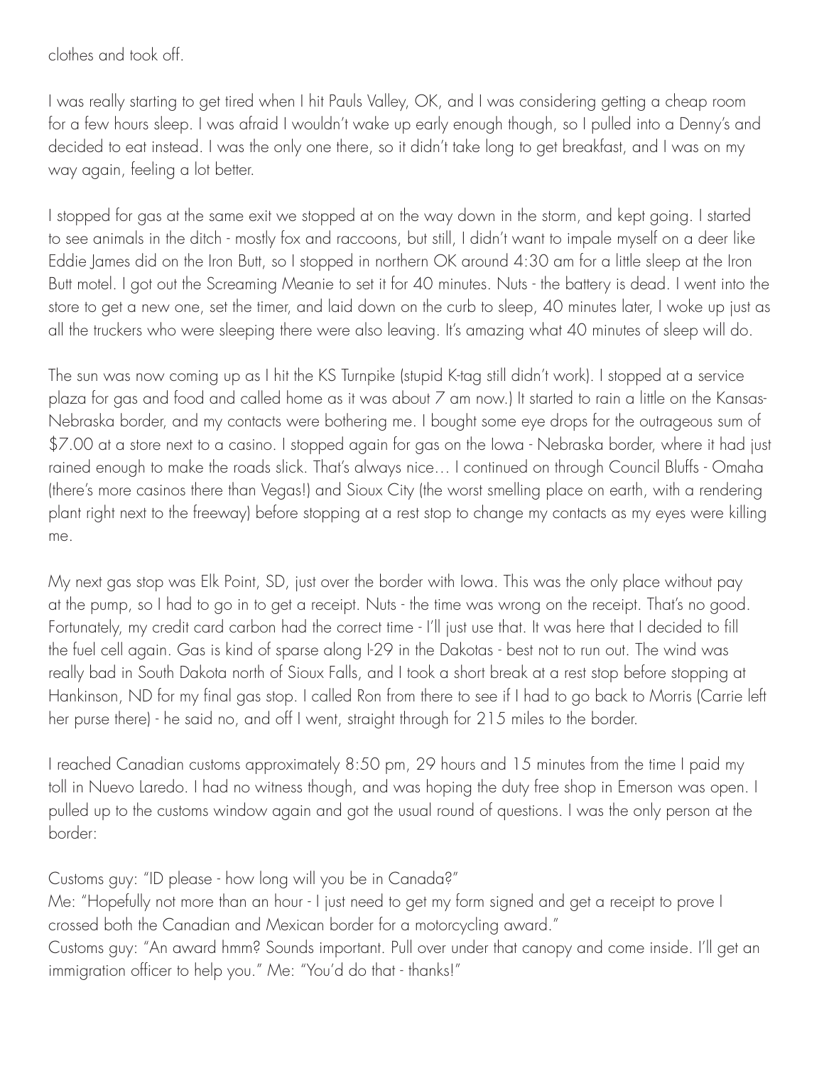clothes and took off.

I was really starting to get tired when I hit Pauls Valley, OK, and I was considering getting a cheap room for a few hours sleep. I was afraid I wouldn't wake up early enough though, so I pulled into a Denny's and decided to eat instead. I was the only one there, so it didn't take long to get breakfast, and I was on my way again, feeling a lot better.

I stopped for gas at the same exit we stopped at on the way down in the storm, and kept going. I started to see animals in the ditch - mostly fox and raccoons, but still, I didn't want to impale myself on a deer like Eddie James did on the Iron Butt, so I stopped in northern OK around 4:30 am for a little sleep at the Iron Butt motel. I got out the Screaming Meanie to set it for 40 minutes. Nuts - the battery is dead. I went into the store to get a new one, set the timer, and laid down on the curb to sleep, 40 minutes later, I woke up just as all the truckers who were sleeping there were also leaving. It's amazing what 40 minutes of sleep will do.

The sun was now coming up as I hit the KS Turnpike (stupid K-tag still didn't work). I stopped at a service plaza for gas and food and called home as it was about 7 am now.) It started to rain a little on the Kansas-Nebraska border, and my contacts were bothering me. I bought some eye drops for the outrageous sum of $7.00 at a store next to a casino. I stopped again for gas on the Iowa - Nebraska border, where it had just rained enough to make the roads slick. That's always nice… I continued on through Council Bluffs - Omaha (there's more casinos there than Vegas!) and Sioux City (the worst smelling place on earth, with a rendering plant right next to the freeway) before stopping at a rest stop to change my contacts as my eyes were killing me.

My next gas stop was Elk Point, SD, just over the border with Iowa. This was the only place without pay at the pump, so I had to go in to get a receipt. Nuts - the time was wrong on the receipt. That's no good. Fortunately, my credit card carbon had the correct time - I'll just use that. It was here that I decided to fill the fuel cell again. Gas is kind of sparse along I-29 in the Dakotas - best not to run out. The wind was really bad in South Dakota north of Sioux Falls, and I took a short break at a rest stop before stopping at Hankinson, ND for my final gas stop. I called Ron from there to see if I had to go back to Morris (Carrie left her purse there) - he said no, and off I went, straight through for 215 miles to the border.

I reached Canadian customs approximately 8:50 pm, 29 hours and 15 minutes from the time I paid my toll in Nuevo Laredo. I had no witness though, and was hoping the duty free shop in Emerson was open. I pulled up to the customs window again and got the usual round of questions. I was the only person at the border:

Customs guy: "ID please - how long will you be in Canada?"
Me: "Hopefully not more than an hour - I just need to get my form signed and get a receipt to prove I crossed both the Canadian and Mexican border for a motorcycling award."
Customs guy: "An award hmm? Sounds important. Pull over under that canopy and come inside. I'll get an immigration officer to help you." Me: "You'd do that - thanks!"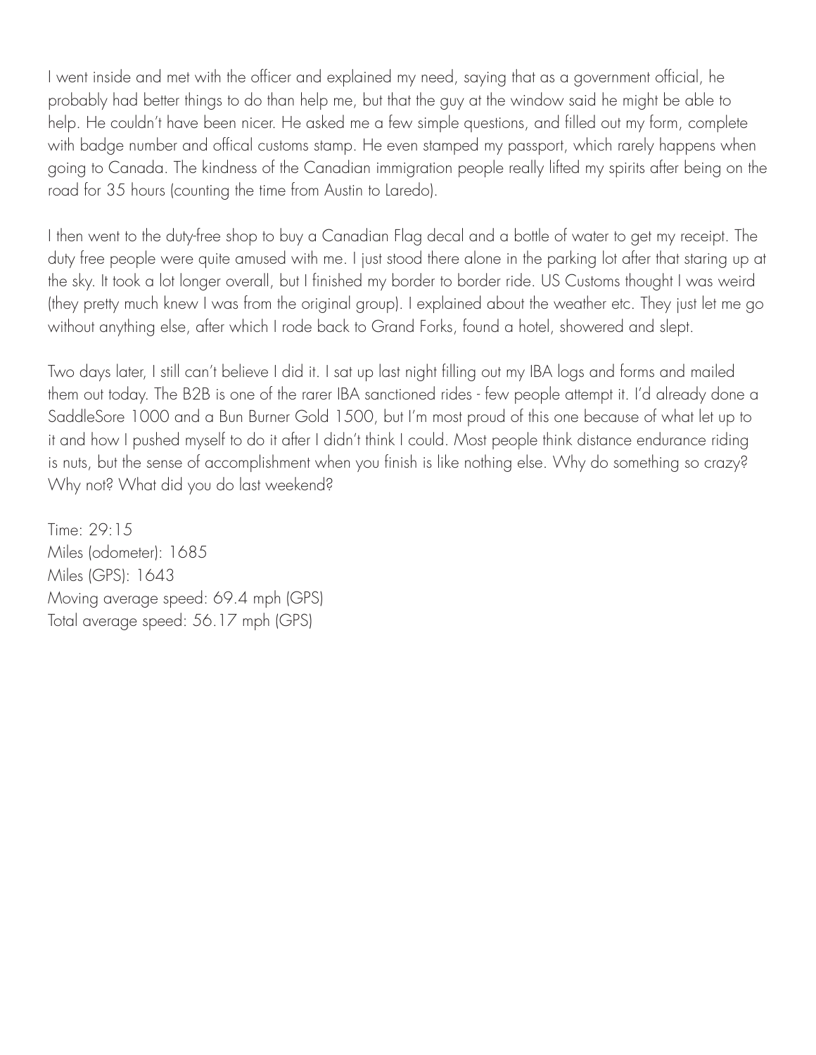I went inside and met with the officer and explained my need, saying that as a government official, he probably had better things to do than help me, but that the guy at the window said he might be able to help. He couldn't have been nicer. He asked me a few simple questions, and filled out my form, complete with badge number and offical customs stamp. He even stamped my passport, which rarely happens when going to Canada. The kindness of the Canadian immigration people really lifted my spirits after being on the road for 35 hours (counting the time from Austin to Laredo).

I then went to the duty-free shop to buy a Canadian Flag decal and a bottle of water to get my receipt. The duty free people were quite amused with me. I just stood there alone in the parking lot after that staring up at the sky. It took a lot longer overall, but I finished my border to border ride. US Customs thought I was weird (they pretty much knew I was from the original group). I explained about the weather etc. They just let me go without anything else, after which I rode back to Grand Forks, found a hotel, showered and slept.

Two days later, I still can't believe I did it. I sat up last night filling out my IBA logs and forms and mailed them out today. The B2B is one of the rarer IBA sanctioned rides - few people attempt it. I'd already done a SaddleSore 1000 and a Bun Burner Gold 1500, but I'm most proud of this one because of what let up to it and how I pushed myself to do it after I didn't think I could. Most people think distance endurance riding is nuts, but the sense of accomplishment when you finish is like nothing else. Why do something so crazy? Why not? What did you do last weekend?

Time: 29:15  
Miles (odometer): 1685  
Miles (GPS): 1643  
Moving average speed: 69.4 mph (GPS)  
Total average speed: 56.17 mph (GPS)